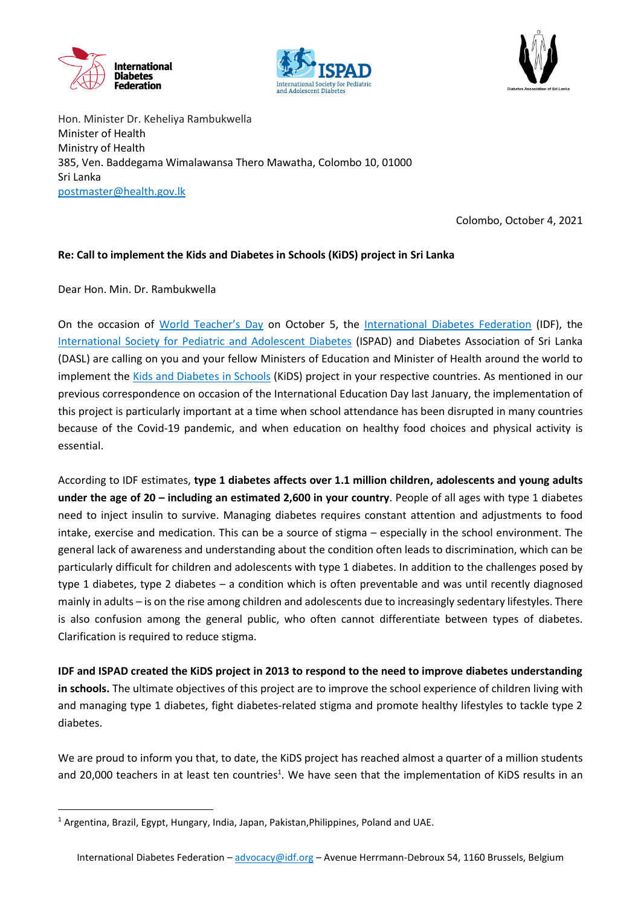Hon. Minister Dr. Keheliya Rambukwella
Minister of Health
Ministry of Health
385, Ven. Baddegama Wimalawansa Thero Mawatha, Colombo 10, 01000
Sri Lanka
postmaster@health.gov.lk

Colombo, October 4, 2021

**Re: Call to implement the Kids and Diabetes in Schools (KiDS) project in Sri Lanka**

Dear Hon. Min. Dr. Rambukwella

On the occasion of World Teacher's Day on October 5, the International Diabetes Federation (IDF), the International Society for Pediatric and Adolescent Diabetes (ISPAD) and Diabetes Association of Sri Lanka (DASL) are calling on you and your fellow Ministers of Education and Minister of Health around the world to implement the Kids and Diabetes in Schools (KiDS) project in your respective countries. As mentioned in our previous correspondence on occasion of the International Education Day last January, the implementation of this project is particularly important at a time when school attendance has been disrupted in many countries because of the Covid-19 pandemic, and when education on healthy food choices and physical activity is essential.

According to IDF estimates, **type 1 diabetes affects over 1.1 million children, adolescents and young adults under the age of 20 – including an estimated 2,600 in your country**. People of all ages with type 1 diabetes need to inject insulin to survive. Managing diabetes requires constant attention and adjustments to food intake, exercise and medication. This can be a source of stigma – especially in the school environment. The general lack of awareness and understanding about the condition often leads to discrimination, which can be particularly difficult for children and adolescents with type 1 diabetes. In addition to the challenges posed by type 1 diabetes, type 2 diabetes – a condition which is often preventable and was until recently diagnosed mainly in adults – is on the rise among children and adolescents due to increasingly sedentary lifestyles. There is also confusion among the general public, who often cannot differentiate between types of diabetes. Clarification is required to reduce stigma.

**IDF and ISPAD created the KiDS project in 2013 to respond to the need to improve diabetes understanding in schools.** The ultimate objectives of this project are to improve the school experience of children living with and managing type 1 diabetes, fight diabetes-related stigma and promote healthy lifestyles to tackle type 2 diabetes.

We are proud to inform you that, to date, the KiDS project has reached almost a quarter of a million students and 20,000 teachers in at least ten countries[1]. We have seen that the implementation of KiDS results in an

[1] Argentina, Brazil, Egypt, Hungary, India, Japan, Pakistan,Philippines, Poland and UAE.

International Diabetes Federation – advocacy@idf.org – Avenue Herrmann-Debroux 54, 1160 Brussels, Belgium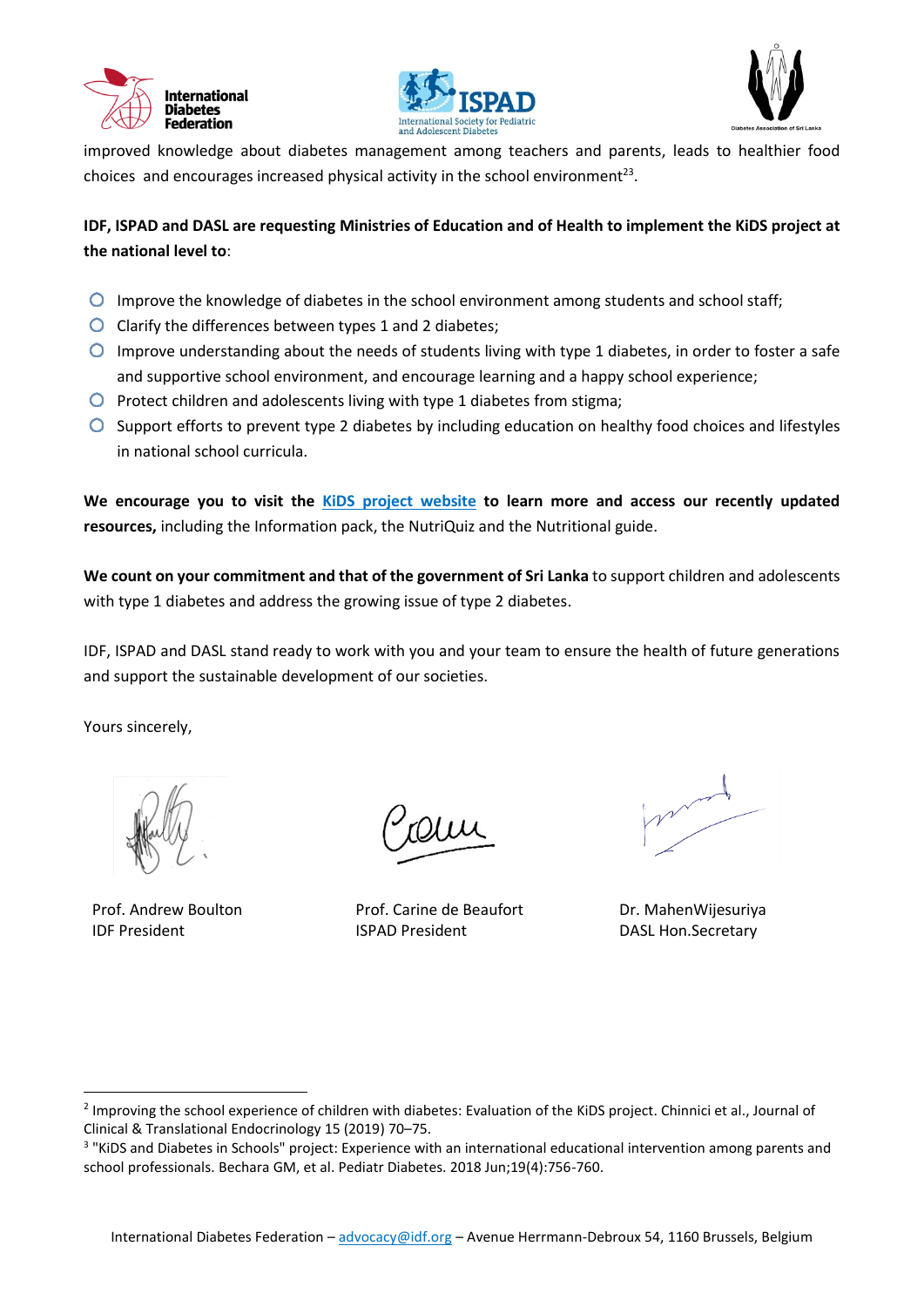improved knowledge about diabetes management among teachers and parents, leads to healthier food choices and encourages increased physical activity in the school environment[2,3].

**IDF, ISPAD and DASL are requesting Ministries of Education and of Health to implement the KiDS project at the national level to**:

- Improve the knowledge of diabetes in the school environment among students and school staff;
- Clarify the differences between types 1 and 2 diabetes;
- Improve understanding about the needs of students living with type 1 diabetes, in order to foster a safe and supportive school environment, and encourage learning and a happy school experience;
- Protect children and adolescents living with type 1 diabetes from stigma;
- Support efforts to prevent type 2 diabetes by including education on healthy food choices and lifestyles in national school curricula.

**We encourage you to visit the KiDS project website to learn more and access our recently updated resources,** including the Information pack, the NutriQuiz and the Nutritional guide.

**We count on your commitment and that of the government of Sri Lanka** to support children and adolescents with type 1 diabetes and address the growing issue of type 2 diabetes.

IDF, ISPAD and DASL stand ready to work with you and your team to ensure the health of future generations and support the sustainable development of our societies.

Yours sincerely,

Prof. Andrew Boulton
IDF President

Prof. Carine de Beaufort
ISPAD President

Dr. MahenWijesuriya
DASL Hon.Secretary

[2] Improving the school experience of children with diabetes: Evaluation of the KiDS project. Chinnici et al., Journal of Clinical & Translational Endocrinology 15 (2019) 70–75.

[3] "KiDS and Diabetes in Schools" project: Experience with an international educational intervention among parents and school professionals. Bechara GM, et al. Pediatr Diabetes. 2018 Jun;19(4):756-760.

International Diabetes Federation – advocacy@idf.org – Avenue Herrmann-Debroux 54, 1160 Brussels, Belgium